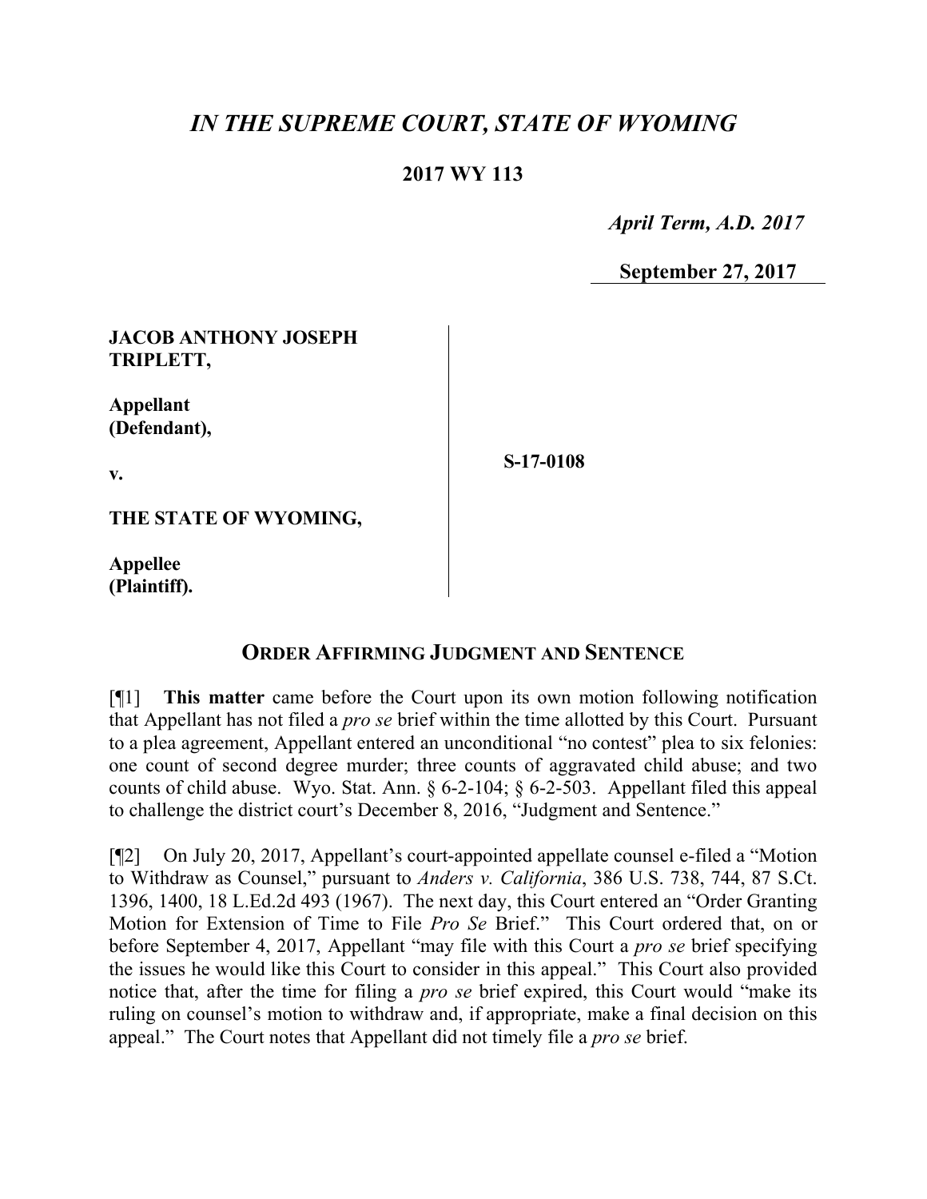# *IN THE SUPREME COURT, STATE OF WYOMING*

**2017 WY 113**

*April Term, A.D. 2017*

**September 27, 2017**

| | | |
|---|---|---|
| **JACOB ANTHONY JOSEPH TRIPLETT,**<br><br>**Appellant (Defendant),**<br><br>**v.**<br><br>**THE STATE OF WYOMING,**<br><br>**Appellee (Plaintiff).** | | **S-17-0108** |

## ORDER AFFIRMING JUDGMENT AND SENTENCE

[¶1] **This matter** came before the Court upon its own motion following notification that Appellant has not filed a *pro se* brief within the time allotted by this Court. Pursuant to a plea agreement, Appellant entered an unconditional "no contest" plea to six felonies: one count of second degree murder; three counts of aggravated child abuse; and two counts of child abuse. Wyo. Stat. Ann. § 6-2-104; § 6-2-503. Appellant filed this appeal to challenge the district court's December 8, 2016, "Judgment and Sentence."

[¶2] On July 20, 2017, Appellant's court-appointed appellate counsel e-filed a "Motion to Withdraw as Counsel," pursuant to *Anders v. California*, 386 U.S. 738, 744, 87 S.Ct. 1396, 1400, 18 L.Ed.2d 493 (1967). The next day, this Court entered an "Order Granting Motion for Extension of Time to File *Pro Se* Brief." This Court ordered that, on or before September 4, 2017, Appellant "may file with this Court a *pro se* brief specifying the issues he would like this Court to consider in this appeal." This Court also provided notice that, after the time for filing a *pro se* brief expired, this Court would "make its ruling on counsel's motion to withdraw and, if appropriate, make a final decision on this appeal." The Court notes that Appellant did not timely file a *pro se* brief.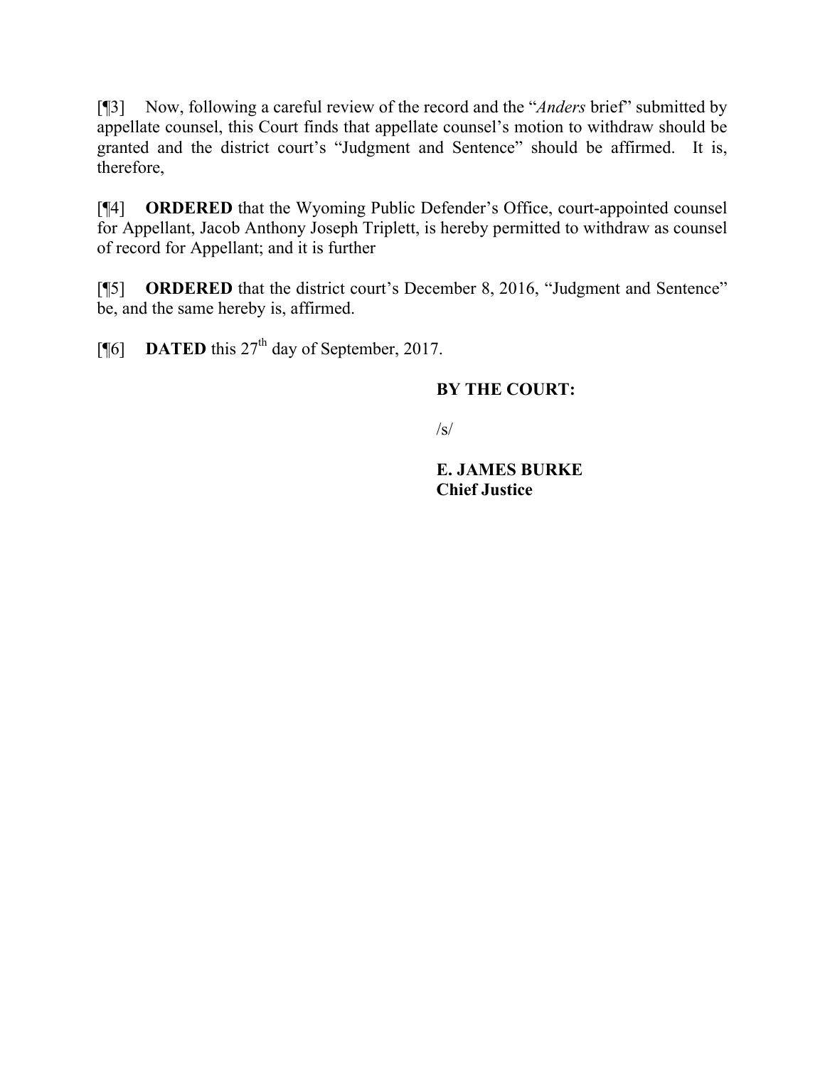[¶3] Now, following a careful review of the record and the "*Anders* brief" submitted by appellate counsel, this Court finds that appellate counsel's motion to withdraw should be granted and the district court's "Judgment and Sentence" should be affirmed. It is, therefore,

[¶4] **ORDERED** that the Wyoming Public Defender's Office, court-appointed counsel for Appellant, Jacob Anthony Joseph Triplett, is hereby permitted to withdraw as counsel of record for Appellant; and it is further

[¶5] **ORDERED** that the district court's December 8, 2016, "Judgment and Sentence" be, and the same hereby is, affirmed.

[¶6] **DATED** this 27th day of September, 2017.

**BY THE COURT:**

/s/

**E. JAMES BURKE**
**Chief Justice**